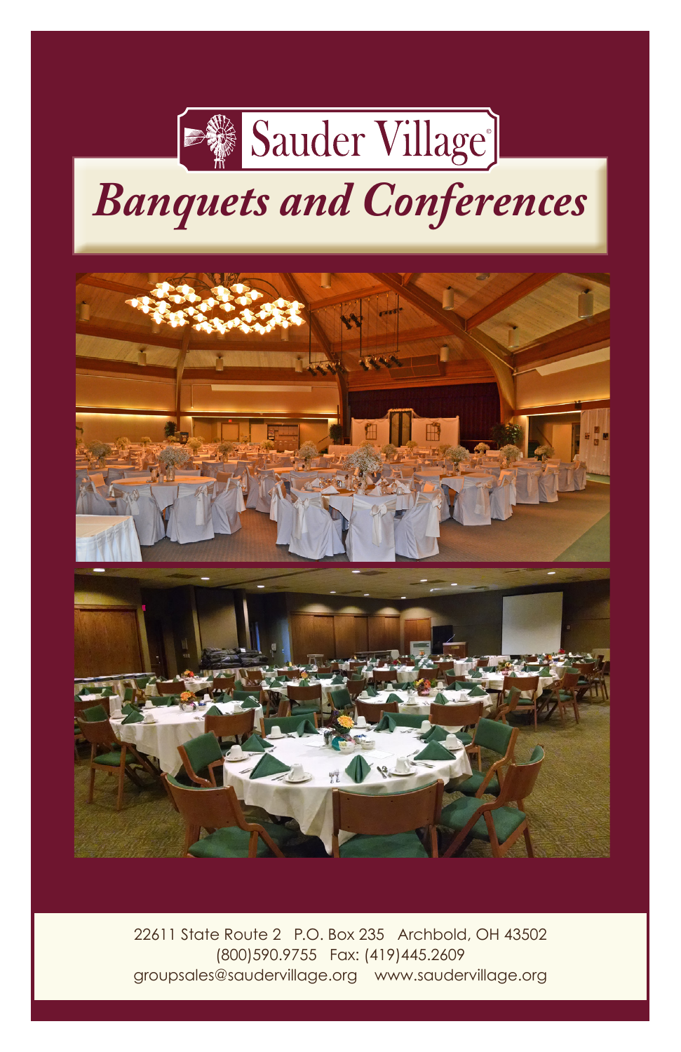# Sauder Village®

# *Banquets and Conferences*

22611 State Route 2 P.O. Box 235 Archbold, OH 43502
(800)590.9755 Fax: (419)445.2609
groupsales@saudervillage.org www.saudervillage.org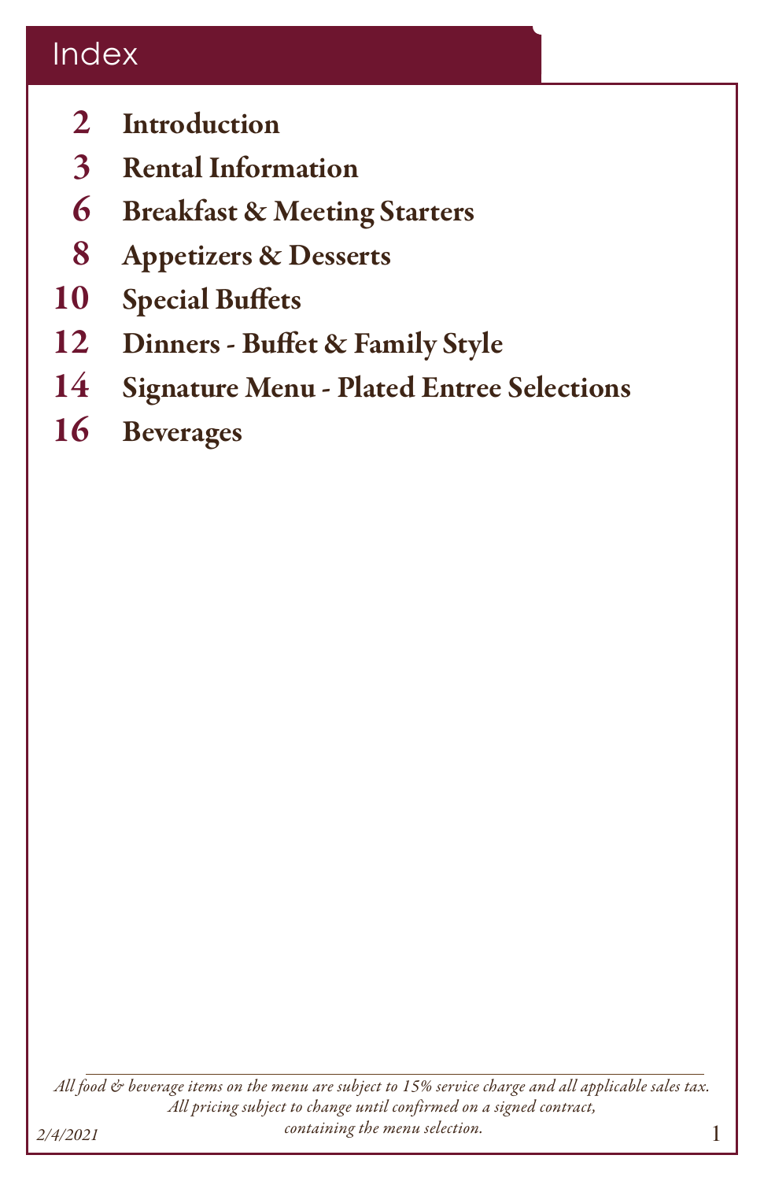# Index

| | |
|---|---|
| 2 | **Introduction** |
| 3 | **Rental Information** |
| 6 | **Breakfast & Meeting Starters** |
| 8 | **Appetizers & Desserts** |
| 10 | **Special Buffets** |
| 12 | **Dinners - Buffet & Family Style** |
| 14 | **Signature Menu - Plated Entree Selections** |
| 16 | **Beverages** |

*All food & beverage items on the menu are subject to 15% service charge and all applicable sales tax. All pricing subject to change until confirmed on a signed contract, containing the menu selection.*

*2/4/2021*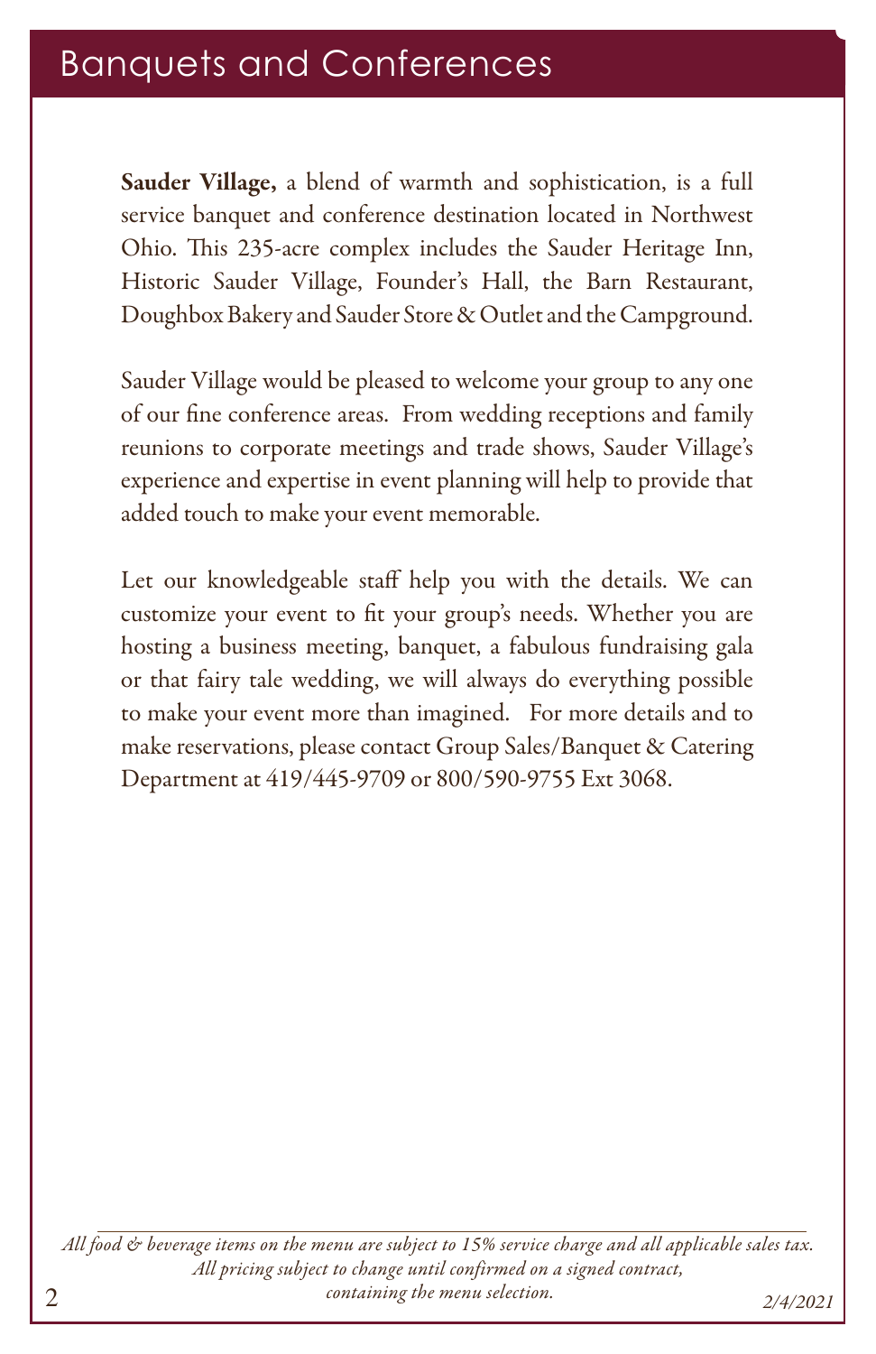# Banquets and Conferences

**Sauder Village,** a blend of warmth and sophistication, is a full service banquet and conference destination located in Northwest Ohio. This 235-acre complex includes the Sauder Heritage Inn, Historic Sauder Village, Founder's Hall, the Barn Restaurant, Doughbox Bakery and Sauder Store & Outlet and the Campground.

Sauder Village would be pleased to welcome your group to any one of our fine conference areas. From wedding receptions and family reunions to corporate meetings and trade shows, Sauder Village's experience and expertise in event planning will help to provide that added touch to make your event memorable.

Let our knowledgeable staff help you with the details. We can customize your event to fit your group's needs. Whether you are hosting a business meeting, banquet, a fabulous fundraising gala or that fairy tale wedding, we will always do everything possible to make your event more than imagined. For more details and to make reservations, please contact Group Sales/Banquet & Catering Department at 419/445-9709 or 800/590-9755 Ext 3068.

*All food & beverage items on the menu are subject to 15% service charge and all applicable sales tax. All pricing subject to change until confirmed on a signed contract, containing the menu selection.*

*2/4/2021*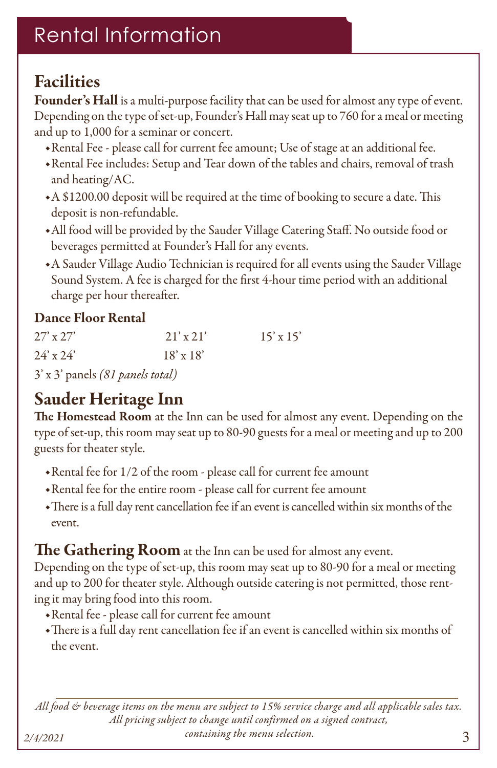# Rental Information

## Facilities

**Founder's Hall** is a multi-purpose facility that can be used for almost any type of event. Depending on the type of set-up, Founder's Hall may seat up to 760 for a meal or meeting and up to 1,000 for a seminar or concert.

- Rental Fee - please call for current fee amount; Use of stage at an additional fee.
- Rental Fee includes: Setup and Tear down of the tables and chairs, removal of trash and heating/AC.
- A $1200.00 deposit will be required at the time of booking to secure a date. This deposit is non-refundable.
- All food will be provided by the Sauder Village Catering Staff. No outside food or beverages permitted at Founder's Hall for any events.
- A Sauder Village Audio Technician is required for all events using the Sauder Village Sound System. A fee is charged for the first 4-hour time period with an additional charge per hour thereafter.

### Dance Floor Rental

| | | |
|---|---|---|
| 27' x 27' | 21' x 21' | 15' x 15' |
| 24' x 24' | 18' x 18' | |

3' x 3' panels *(81 panels total)*

## Sauder Heritage Inn

**The Homestead Room** at the Inn can be used for almost any event. Depending on the type of set-up, this room may seat up to 80-90 guests for a meal or meeting and up to 200 guests for theater style.

- Rental fee for 1/2 of the room - please call for current fee amount
- Rental fee for the entire room - please call for current fee amount
- There is a full day rent cancellation fee if an event is cancelled within six months of the event.

**The Gathering Room** at the Inn can be used for almost any event. Depending on the type of set-up, this room may seat up to 80-90 for a meal or meeting and up to 200 for theater style. Although outside catering is not permitted, those renting it may bring food into this room.

- Rental fee - please call for current fee amount
- There is a full day rent cancellation fee if an event is cancelled within six months of the event.

*All food & beverage items on the menu are subject to 15% service charge and all applicable sales tax. All pricing subject to change until confirmed on a signed contract, containing the menu selection.*

*2/4/2021*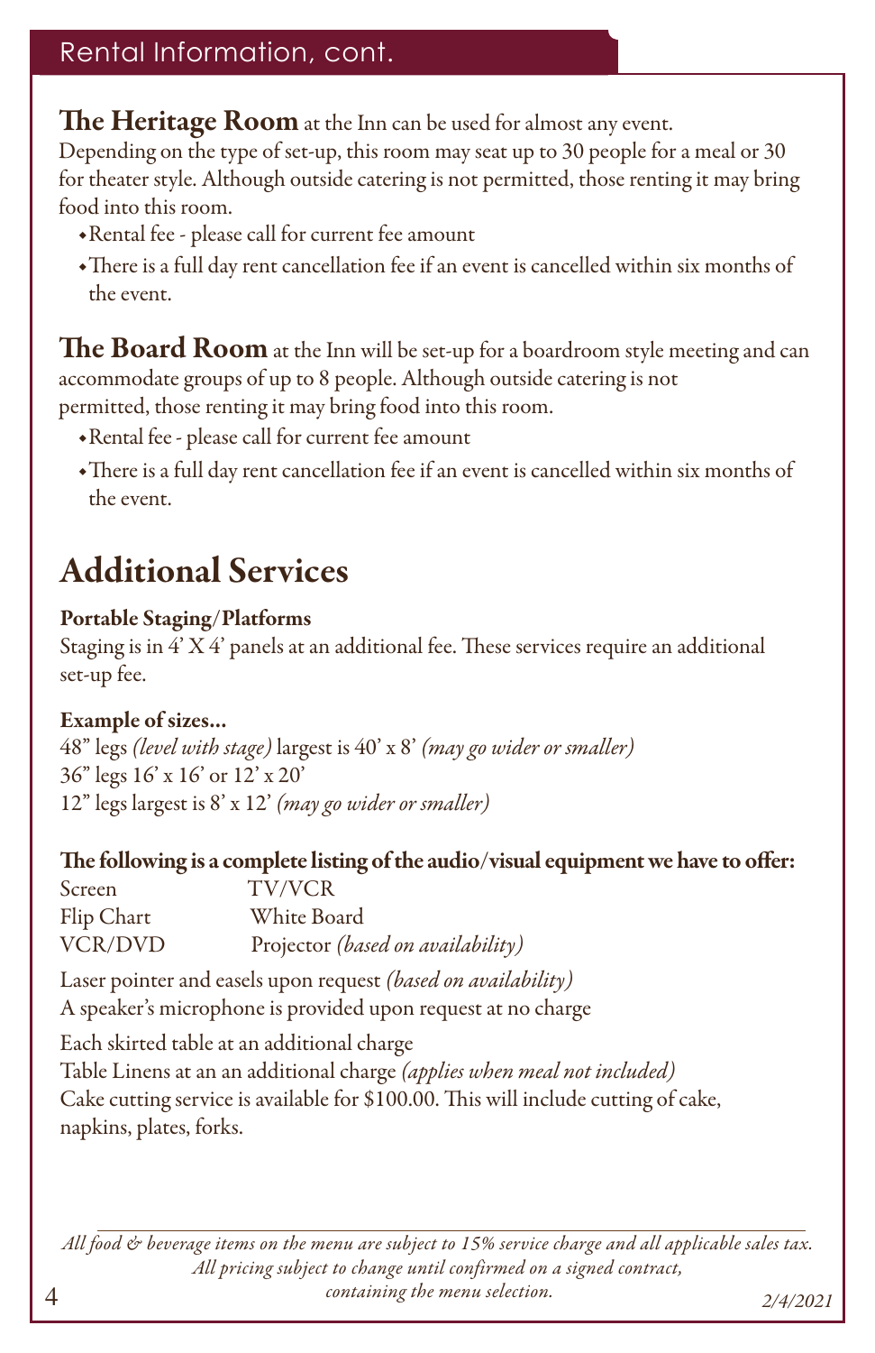## Rental Information, cont.

**The Heritage Room** at the Inn can be used for almost any event. Depending on the type of set-up, this room may seat up to 30 people for a meal or 30 for theater style. Although outside catering is not permitted, those renting it may bring food into this room.

- Rental fee - please call for current fee amount
- There is a full day rent cancellation fee if an event is cancelled within six months of the event.

**The Board Room** at the Inn will be set-up for a boardroom style meeting and can accommodate groups of up to 8 people. Although outside catering is not permitted, those renting it may bring food into this room.

- Rental fee - please call for current fee amount
- There is a full day rent cancellation fee if an event is cancelled within six months of the event.

# Additional Services

**Portable Staging/Platforms**
Staging is in 4' X 4' panels at an additional fee. These services require an additional set-up fee.

**Example of sizes...**
48" legs *(level with stage)* largest is 40' x 8' *(may go wider or smaller)*
36" legs 16' x 16' or 12' x 20'
12" legs largest is 8' x 12' *(may go wider or smaller)*

**The following is a complete listing of the audio/visual equipment we have to offer:**

| | |
|---|---|
| Screen | TV/VCR |
| Flip Chart | White Board |
| VCR/DVD | Projector *(based on availability)* |

Laser pointer and easels upon request *(based on availability)*
A speaker's microphone is provided upon request at no charge

Each skirted table at an additional charge
Table Linens at an an additional charge *(applies when meal not included)*
Cake cutting service is available for $100.00. This will include cutting of cake, napkins, plates, forks.

*All food & beverage items on the menu are subject to 15% service charge and all applicable sales tax. All pricing subject to change until confirmed on a signed contract, containing the menu selection.*

*2/4/2021*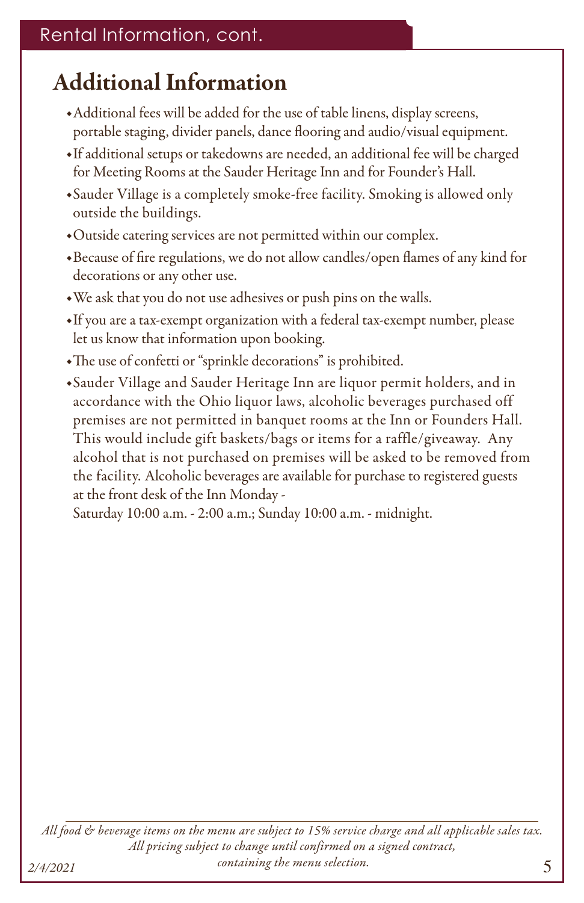Rental Information, cont.

## Additional Information

- Additional fees will be added for the use of table linens, display screens, portable staging, divider panels, dance flooring and audio/visual equipment.
- If additional setups or takedowns are needed, an additional fee will be charged for Meeting Rooms at the Sauder Heritage Inn and for Founder's Hall.
- Sauder Village is a completely smoke-free facility. Smoking is allowed only outside the buildings.
- Outside catering services are not permitted within our complex.
- Because of fire regulations, we do not allow candles/open flames of any kind for decorations or any other use.
- We ask that you do not use adhesives or push pins on the walls.
- If you are a tax-exempt organization with a federal tax-exempt number, please let us know that information upon booking.
- The use of confetti or "sprinkle decorations" is prohibited.
- Sauder Village and Sauder Heritage Inn are liquor permit holders, and in accordance with the Ohio liquor laws, alcoholic beverages purchased off premises are not permitted in banquet rooms at the Inn or Founders Hall. This would include gift baskets/bags or items for a raffle/giveaway. Any alcohol that is not purchased on premises will be asked to be removed from the facility. Alcoholic beverages are available for purchase to registered guests at the front desk of the Inn Monday - Saturday 10:00 a.m. - 2:00 a.m.; Sunday 10:00 a.m. - midnight.

*All food & beverage items on the menu are subject to 15% service charge and all applicable sales tax. All pricing subject to change until confirmed on a signed contract, containing the menu selection.*

*2/4/2021*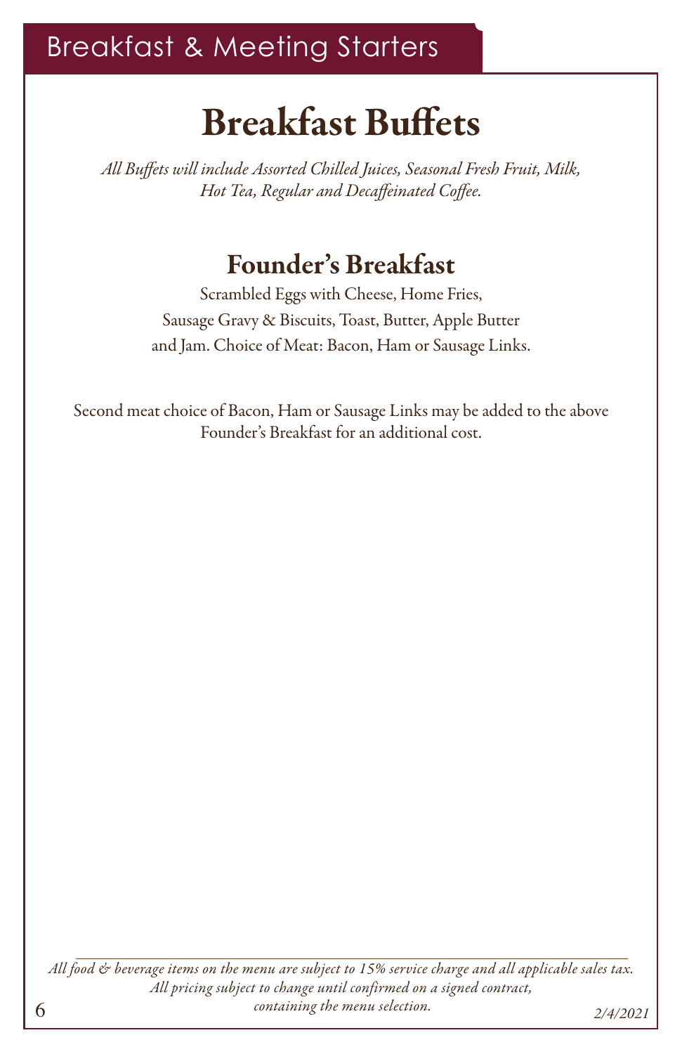# Breakfast & Meeting Starters

## Breakfast Buffets

*All Buffets will include Assorted Chilled Juices, Seasonal Fresh Fruit, Milk, Hot Tea, Regular and Decaffeinated Coffee.*

### Founder's Breakfast

Scrambled Eggs with Cheese, Home Fries, Sausage Gravy & Biscuits, Toast, Butter, Apple Butter and Jam. Choice of Meat: Bacon, Ham or Sausage Links.

Second meat choice of Bacon, Ham or Sausage Links may be added to the above Founder's Breakfast for an additional cost.

*All food & beverage items on the menu are subject to 15% service charge and all applicable sales tax. All pricing subject to change until confirmed on a signed contract, containing the menu selection.*

*2/4/2021*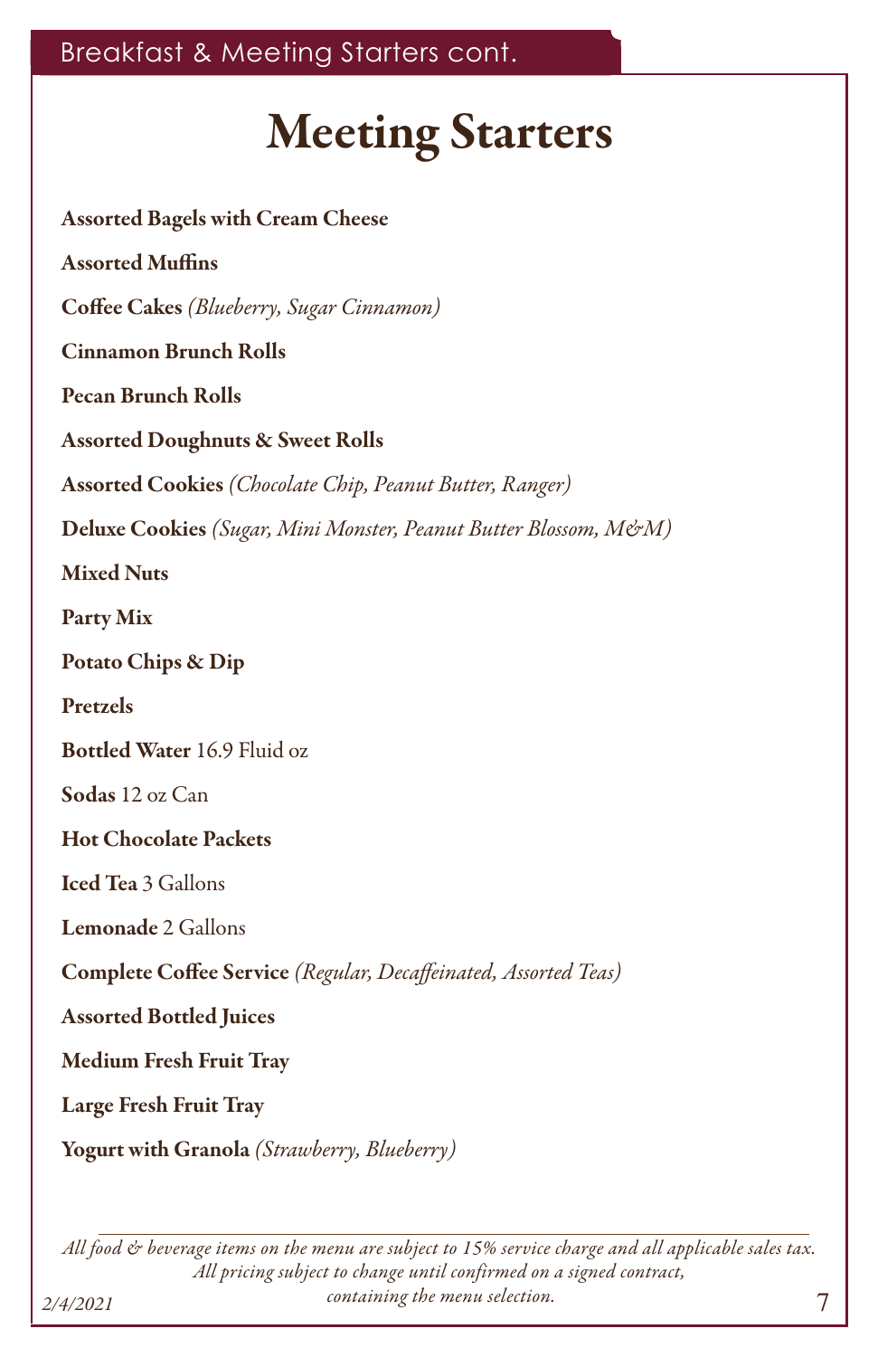# Meeting Starters

**Assorted Bagels with Cream Cheese**

**Assorted Muffins**

**Coffee Cakes** *(Blueberry, Sugar Cinnamon)*

**Cinnamon Brunch Rolls**

**Pecan Brunch Rolls**

**Assorted Doughnuts & Sweet Rolls**

**Assorted Cookies** *(Chocolate Chip, Peanut Butter, Ranger)*

**Deluxe Cookies** *(Sugar, Mini Monster, Peanut Butter Blossom, M&M)*

**Mixed Nuts**

**Party Mix**

**Potato Chips & Dip**

**Pretzels**

**Bottled Water** 16.9 Fluid oz

**Sodas** 12 oz Can

**Hot Chocolate Packets**

**Iced Tea** 3 Gallons

**Lemonade** 2 Gallons

**Complete Coffee Service** *(Regular, Decaffeinated, Assorted Teas)*

**Assorted Bottled Juices**

**Medium Fresh Fruit Tray**

**Large Fresh Fruit Tray**

**Yogurt with Granola** *(Strawberry, Blueberry)*

---

*All food & beverage items on the menu are subject to 15% service charge and all applicable sales tax. All pricing subject to change until confirmed on a signed contract, containing the menu selection.*

*2/4/2021*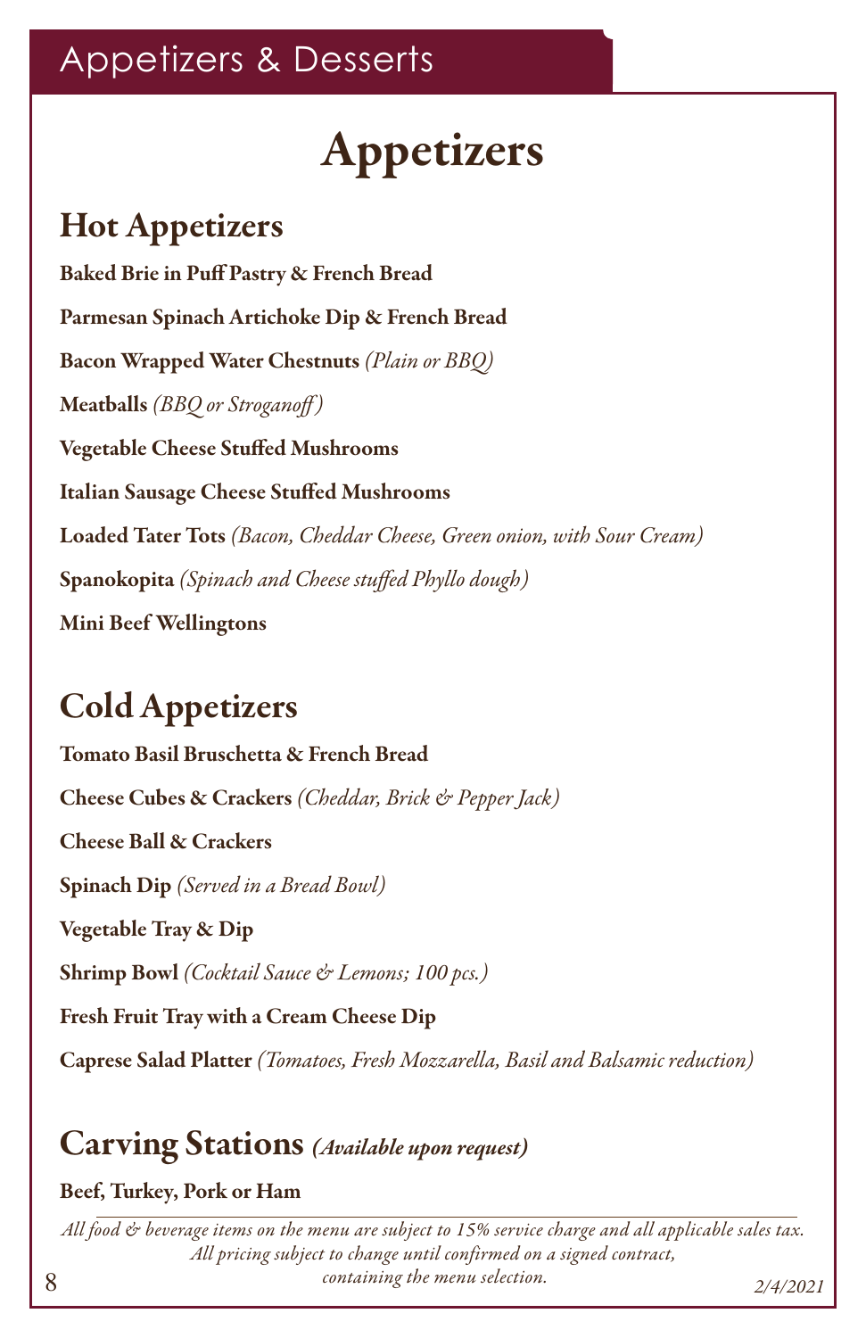# Appetizers & Desserts

## Appetizers

### Hot Appetizers

**Baked Brie in Puff Pastry & French Bread**

**Parmesan Spinach Artichoke Dip & French Bread**

**Bacon Wrapped Water Chestnuts** *(Plain or BBQ)*

**Meatballs** *(BBQ or Stroganoff)*

**Vegetable Cheese Stuffed Mushrooms**

**Italian Sausage Cheese Stuffed Mushrooms**

**Loaded Tater Tots** *(Bacon, Cheddar Cheese, Green onion, with Sour Cream)*

**Spanokopita** *(Spinach and Cheese stuffed Phyllo dough)*

**Mini Beef Wellingtons**

### Cold Appetizers

**Tomato Basil Bruschetta & French Bread**

**Cheese Cubes & Crackers** *(Cheddar, Brick & Pepper Jack)*

**Cheese Ball & Crackers**

**Spinach Dip** *(Served in a Bread Bowl)*

**Vegetable Tray & Dip**

**Shrimp Bowl** *(Cocktail Sauce & Lemons; 100 pcs.)*

**Fresh Fruit Tray with a Cream Cheese Dip**

**Caprese Salad Platter** *(Tomatoes, Fresh Mozzarella, Basil and Balsamic reduction)*

### Carving Stations *(Available upon request)*

**Beef, Turkey, Pork or Ham**

*All food & beverage items on the menu are subject to 15% service charge and all applicable sales tax. All pricing subject to change until confirmed on a signed contract, containing the menu selection.*

*2/4/2021*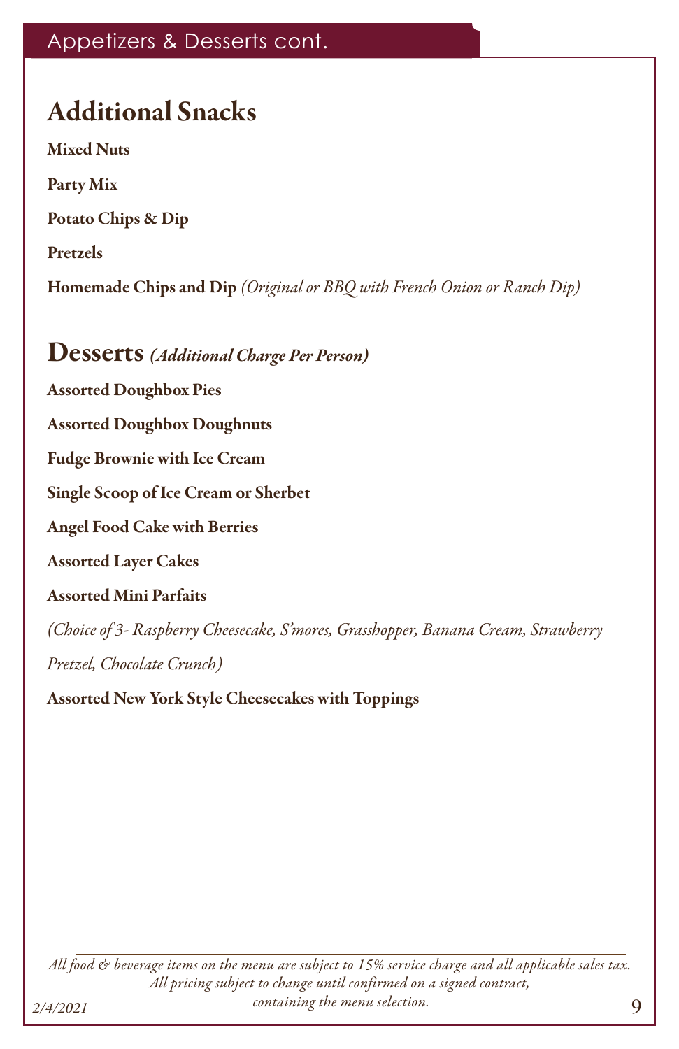## Additional Snacks

**Mixed Nuts**

**Party Mix**

**Potato Chips & Dip**

**Pretzels**

**Homemade Chips and Dip** *(Original or BBQ with French Onion or Ranch Dip)*

## Desserts *(Additional Charge Per Person)*

**Assorted Doughbox Pies**

**Assorted Doughbox Doughnuts**

**Fudge Brownie with Ice Cream**

**Single Scoop of Ice Cream or Sherbet**

**Angel Food Cake with Berries**

**Assorted Layer Cakes**

**Assorted Mini Parfaits**

*(Choice of 3- Raspberry Cheesecake, S'mores, Grasshopper, Banana Cream, Strawberry Pretzel, Chocolate Crunch)*

**Assorted New York Style Cheesecakes with Toppings**

---

*All food & beverage items on the menu are subject to 15% service charge and all applicable sales tax. All pricing subject to change until confirmed on a signed contract, containing the menu selection.*

*2/4/2021*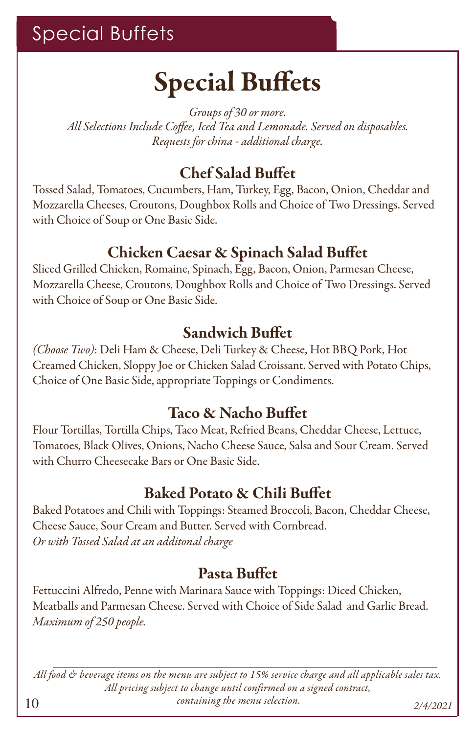# Special Buffets

*Groups of 30 or more.*
*All Selections Include Coffee, Iced Tea and Lemonade. Served on disposables.*
*Requests for china - additional charge.*

## Chef Salad Buffet

Tossed Salad, Tomatoes, Cucumbers, Ham, Turkey, Egg, Bacon, Onion, Cheddar and Mozzarella Cheeses, Croutons, Doughbox Rolls and Choice of Two Dressings. Served with Choice of Soup or One Basic Side.

## Chicken Caesar & Spinach Salad Buffet

Sliced Grilled Chicken, Romaine, Spinach, Egg, Bacon, Onion, Parmesan Cheese, Mozzarella Cheese, Croutons, Doughbox Rolls and Choice of Two Dressings. Served with Choice of Soup or One Basic Side.

## Sandwich Buffet

*(Choose Two)*: Deli Ham & Cheese, Deli Turkey & Cheese, Hot BBQ Pork, Hot Creamed Chicken, Sloppy Joe or Chicken Salad Croissant. Served with Potato Chips, Choice of One Basic Side, appropriate Toppings or Condiments.

## Taco & Nacho Buffet

Flour Tortillas, Tortilla Chips, Taco Meat, Refried Beans, Cheddar Cheese, Lettuce, Tomatoes, Black Olives, Onions, Nacho Cheese Sauce, Salsa and Sour Cream. Served with Churro Cheesecake Bars or One Basic Side.

## Baked Potato & Chili Buffet

Baked Potatoes and Chili with Toppings: Steamed Broccoli, Bacon, Cheddar Cheese, Cheese Sauce, Sour Cream and Butter. Served with Cornbread.
*Or with Tossed Salad at an additonal charge*

## Pasta Buffet

Fettuccini Alfredo, Penne with Marinara Sauce with Toppings: Diced Chicken, Meatballs and Parmesan Cheese. Served with Choice of Side Salad and Garlic Bread.
*Maximum of 250 people.*

---

*All food & beverage items on the menu are subject to 15% service charge and all applicable sales tax.*
*All pricing subject to change until confirmed on a signed contract, containing the menu selection.*

*2/4/2021*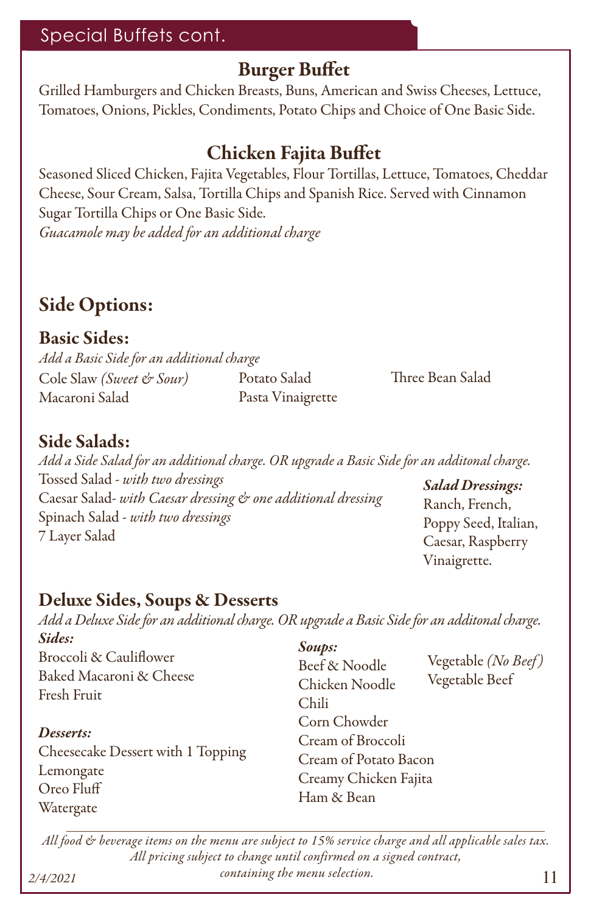## Special Buffets cont.

### Burger Buffet

Grilled Hamburgers and Chicken Breasts, Buns, American and Swiss Cheeses, Lettuce, Tomatoes, Onions, Pickles, Condiments, Potato Chips and Choice of One Basic Side.

### Chicken Fajita Buffet

Seasoned Sliced Chicken, Fajita Vegetables, Flour Tortillas, Lettuce, Tomatoes, Cheddar Cheese, Sour Cream, Salsa, Tortilla Chips and Spanish Rice. Served with Cinnamon Sugar Tortilla Chips or One Basic Side.
*Guacamole may be added for an additional charge*

## Side Options:

### Basic Sides:

*Add a Basic Side for an additional charge*

Cole Slaw *(Sweet & Sour)*
Macaroni Salad
Potato Salad
Pasta Vinaigrette
Three Bean Salad

### Side Salads:

*Add a Side Salad for an additional charge. OR upgrade a Basic Side for an additonal charge.*

Tossed Salad - *with two dressings*
Caesar Salad- *with Caesar dressing & one additional dressing*
Spinach Salad - *with two dressings*
7 Layer Salad

***Salad Dressings:***
Ranch, French, Poppy Seed, Italian, Caesar, Raspberry Vinaigrette.

### Deluxe Sides, Soups & Desserts

*Add a Deluxe Side for an additional charge. OR upgrade a Basic Side for an additonal charge.*

***Sides:***
Broccoli & Cauliflower
Baked Macaroni & Cheese
Fresh Fruit

***Desserts:***
Cheesecake Dessert with 1 Topping
Lemongate
Oreo Fluff
Watergate

***Soups:***
Beef & Noodle
Chicken Noodle
Chili
Corn Chowder
Cream of Broccoli
Cream of Potato Bacon
Creamy Chicken Fajita
Ham & Bean
Vegetable *(No Beef)*
Vegetable Beef

*All food & beverage items on the menu are subject to 15% service charge and all applicable sales tax. All pricing subject to change until confirmed on a signed contract, containing the menu selection.*

*2/4/2021*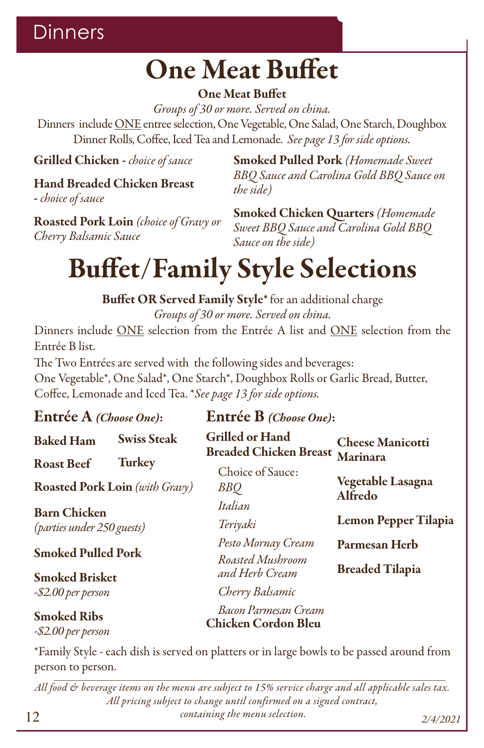## Dinners

# One Meat Buffet

**One Meat Buffet**

*Groups of 30 or more. Served on china.*

Dinners include ONE entree selection, One Vegetable, One Salad, One Starch, Doughbox Dinner Rolls, Coffee, Iced Tea and Lemonade. *See page 13 for side options.*

**Grilled Chicken** - *choice of sauce*

**Hand Breaded Chicken Breast** - *choice of sauce*

**Roasted Pork Loin** *(choice of Gravy or Cherry Balsamic Sauce*

**Smoked Pulled Pork** *(Homemade Sweet BBQ Sauce and Carolina Gold BBQ Sauce on the side)*

**Smoked Chicken Quarters** *(Homemade Sweet BBQ Sauce and Carolina Gold BBQ Sauce on the side)*

# Buffet/Family Style Selections

**Buffet OR Served Family Style*** for an additional charge

*Groups of 30 or more. Served on china.*

Dinners include ONE selection from the Entrée A list and ONE selection from the Entrée B list.

The Two Entrées are served with the following sides and beverages:
One Vegetable*, One Salad*, One Starch*, Doughbox Rolls or Garlic Bread, Butter, Coffee, Lemonade and Iced Tea. **See page 13 for side options.*

### Entrée A *(Choose One)*:

**Baked Ham**

**Swiss Steak**

**Roast Beef**

**Turkey**

**Roasted Pork Loin** *(with Gravy)*

**Barn Chicken** *(parties under 250 guests)*

**Smoked Pulled Pork**

**Smoked Brisket** *-$2.00 per person*

**Smoked Ribs** *-$2.00 per person*

### Entrée B *(Choose One)*:

**Grilled or Hand Breaded Chicken Breast**

Choice of Sauce:
*BBQ*
*Italian*
*Teriyaki*
*Pesto Mornay Cream*
*Roasted Mushroom and Herb Cream*
*Cherry Balsamic*
*Bacon Parmesan Cream*

**Chicken Cordon Bleu**

**Cheese Manicotti Marinara**

**Vegetable Lasagna Alfredo**

**Lemon Pepper Tilapia**

**Parmesan Herb**

**Breaded Tilapia**

*Family Style - each dish is served on platters or in large bowls to be passed around from person to person.

*All food & beverage items on the menu are subject to 15% service charge and all applicable sales tax. All pricing subject to change until confirmed on a signed contract, containing the menu selection.*

*2/4/2021*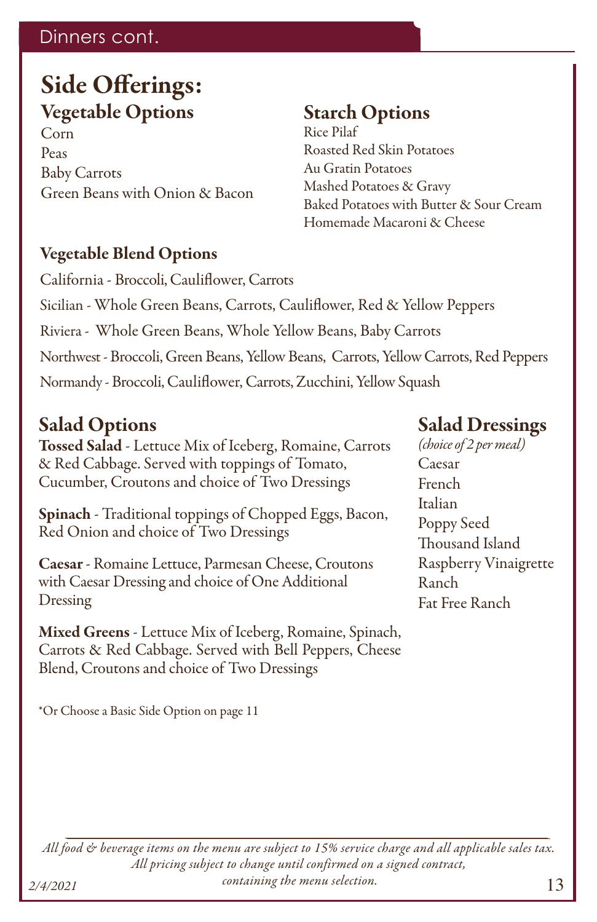# Side Offerings:

## Vegetable Options

Corn
Peas
Baby Carrots
Green Beans with Onion & Bacon

## Starch Options

Rice Pilaf
Roasted Red Skin Potatoes
Au Gratin Potatoes
Mashed Potatoes & Gravy
Baked Potatoes with Butter & Sour Cream
Homemade Macaroni & Cheese

## Vegetable Blend Options

California - Broccoli, Cauliflower, Carrots

Sicilian - Whole Green Beans, Carrots, Cauliflower, Red & Yellow Peppers

Riviera - Whole Green Beans, Whole Yellow Beans, Baby Carrots

Northwest - Broccoli, Green Beans, Yellow Beans, Carrots, Yellow Carrots, Red Peppers

Normandy - Broccoli, Cauliflower, Carrots, Zucchini, Yellow Squash

## Salad Options

**Tossed Salad** - Lettuce Mix of Iceberg, Romaine, Carrots & Red Cabbage. Served with toppings of Tomato, Cucumber, Croutons and choice of Two Dressings

**Spinach** - Traditional toppings of Chopped Eggs, Bacon, Red Onion and choice of Two Dressings

**Caesar** - Romaine Lettuce, Parmesan Cheese, Croutons with Caesar Dressing and choice of One Additional Dressing

**Mixed Greens** - Lettuce Mix of Iceberg, Romaine, Spinach, Carrots & Red Cabbage. Served with Bell Peppers, Cheese Blend, Croutons and choice of Two Dressings

## Salad Dressings

*(choice of 2 per meal)*

Caesar
French
Italian
Poppy Seed
Thousand Island
Raspberry Vinaigrette
Ranch
Fat Free Ranch

*Or Choose a Basic Side Option on page 11

*All food & beverage items on the menu are subject to 15% service charge and all applicable sales tax. All pricing subject to change until confirmed on a signed contract, containing the menu selection.*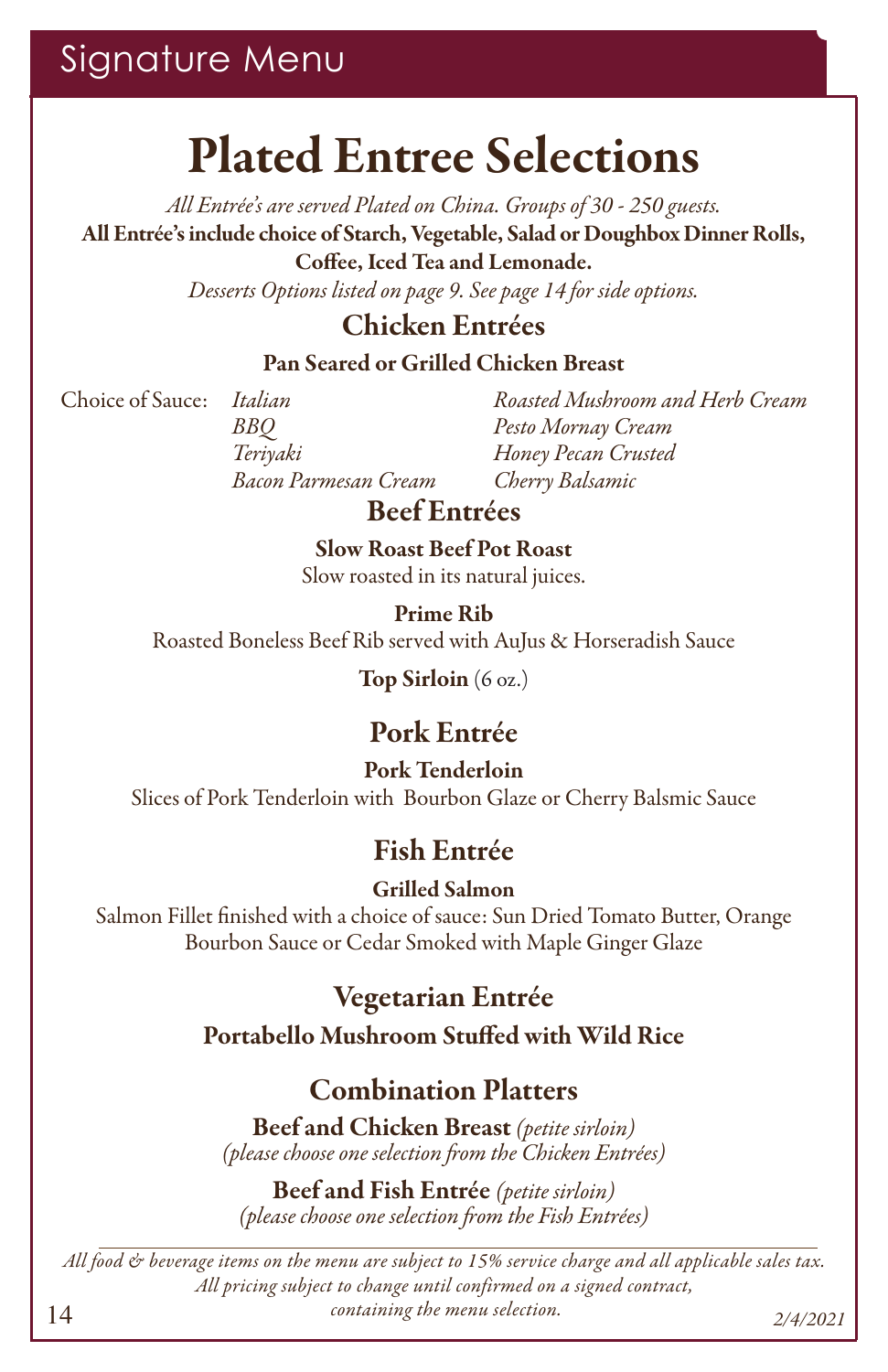Signature Menu

# Plated Entree Selections

*All Entrée's are served Plated on China. Groups of 30 - 250 guests.*

**All Entrée's include choice of Starch, Vegetable, Salad or Doughbox Dinner Rolls, Coffee, Iced Tea and Lemonade.**

*Desserts Options listed on page 9. See page 14 for side options.*

## Chicken Entrées

### Pan Seared or Grilled Chicken Breast

Choice of Sauce:

- *Italian*
- *BBQ*
- *Teriyaki*
- *Bacon Parmesan Cream*
- *Roasted Mushroom and Herb Cream*
- *Pesto Mornay Cream*
- *Honey Pecan Crusted*
- *Cherry Balsamic*

## Beef Entrées

**Slow Roast Beef Pot Roast**
Slow roasted in its natural juices.

**Prime Rib**
Roasted Boneless Beef Rib served with AuJus & Horseradish Sauce

**Top Sirloin** (6 oz.)

## Pork Entrée

**Pork Tenderloin**
Slices of Pork Tenderloin with Bourbon Glaze or Cherry Balsmic Sauce

## Fish Entrée

**Grilled Salmon**
Salmon Fillet finished with a choice of sauce: Sun Dried Tomato Butter, Orange Bourbon Sauce or Cedar Smoked with Maple Ginger Glaze

## Vegetarian Entrée

**Portabello Mushroom Stuffed with Wild Rice**

## Combination Platters

**Beef and Chicken Breast** *(petite sirloin)*
*(please choose one selection from the Chicken Entrées)*

**Beef and Fish Entrée** *(petite sirloin)*
*(please choose one selection from the Fish Entrées)*

---

*All food & beverage items on the menu are subject to 15% service charge and all applicable sales tax.*
*All pricing subject to change until confirmed on a signed contract, containing the menu selection.*

*2/4/2021*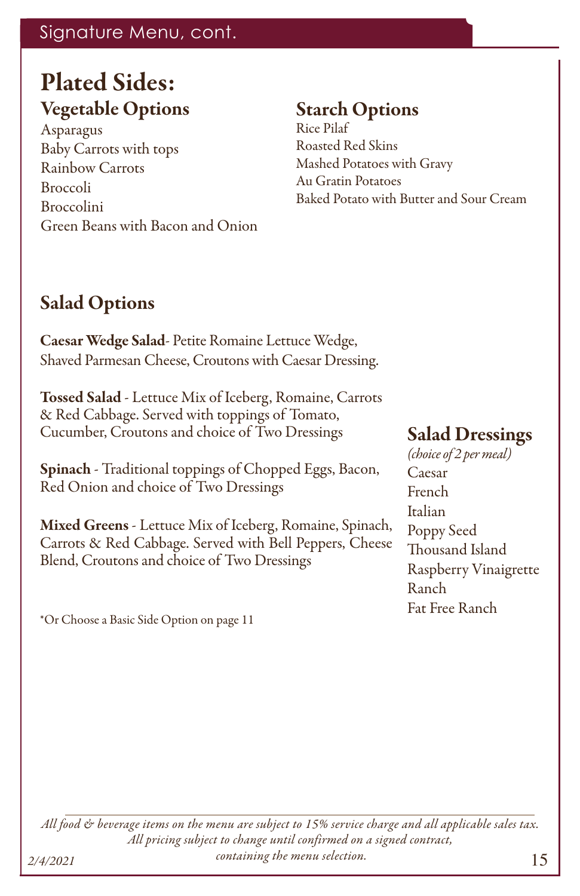Signature Menu, cont.

# Plated Sides:

## Vegetable Options

Asparagus
Baby Carrots with tops
Rainbow Carrots
Broccoli
Broccolini
Green Beans with Bacon and Onion

## Starch Options

Rice Pilaf
Roasted Red Skins
Mashed Potatoes with Gravy
Au Gratin Potatoes
Baked Potato with Butter and Sour Cream

## Salad Options

**Caesar Wedge Salad**- Petite Romaine Lettuce Wedge, Shaved Parmesan Cheese, Croutons with Caesar Dressing.

**Tossed Salad** - Lettuce Mix of Iceberg, Romaine, Carrots & Red Cabbage. Served with toppings of Tomato, Cucumber, Croutons and choice of Two Dressings

**Spinach** - Traditional toppings of Chopped Eggs, Bacon, Red Onion and choice of Two Dressings

**Mixed Greens** - Lettuce Mix of Iceberg, Romaine, Spinach, Carrots & Red Cabbage. Served with Bell Peppers, Cheese Blend, Croutons and choice of Two Dressings

*Or Choose a Basic Side Option on page 11

## Salad Dressings

*(choice of 2 per meal)*

Caesar
French
Italian
Poppy Seed
Thousand Island
Raspberry Vinaigrette
Ranch
Fat Free Ranch

*All food & beverage items on the menu are subject to 15% service charge and all applicable sales tax. All pricing subject to change until confirmed on a signed contract, containing the menu selection.*

*2/4/2021*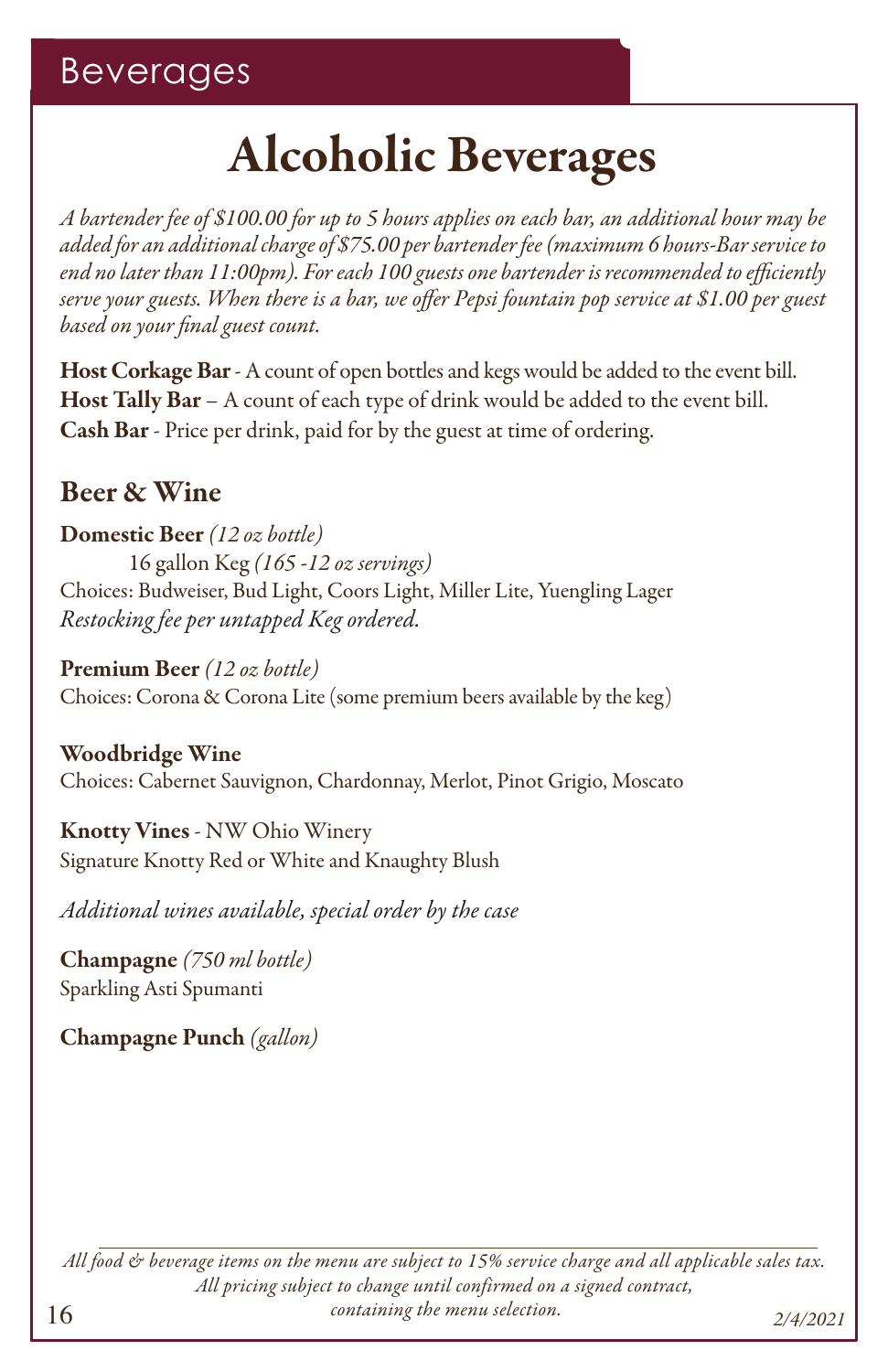# Beverages

## Alcoholic Beverages

*A bartender fee of $100.00 for up to 5 hours applies on each bar, an additional hour may be added for an additional charge of $75.00 per bartender fee (maximum 6 hours-Bar service to end no later than 11:00pm). For each 100 guests one bartender is recommended to efficiently serve your guests. When there is a bar, we offer Pepsi fountain pop service at $1.00 per guest based on your final guest count.*

**Host Corkage Bar** - A count of open bottles and kegs would be added to the event bill.
**Host Tally Bar** – A count of each type of drink would be added to the event bill.
**Cash Bar** - Price per drink, paid for by the guest at time of ordering.

### Beer & Wine

**Domestic Beer** *(12 oz bottle)*
16 gallon Keg *(165 -12 oz servings)*
Choices: Budweiser, Bud Light, Coors Light, Miller Lite, Yuengling Lager
*Restocking fee per untapped Keg ordered.*

**Premium Beer** *(12 oz bottle)*
Choices: Corona & Corona Lite (some premium beers available by the keg)

**Woodbridge Wine**
Choices: Cabernet Sauvignon, Chardonnay, Merlot, Pinot Grigio, Moscato

**Knotty Vines** - NW Ohio Winery
Signature Knotty Red or White and Knaughty Blush

*Additional wines available, special order by the case*

**Champagne** *(750 ml bottle)*
Sparkling Asti Spumanti

**Champagne Punch** *(gallon)*

*All food & beverage items on the menu are subject to 15% service charge and all applicable sales tax. All pricing subject to change until confirmed on a signed contract, containing the menu selection.*

*2/4/2021*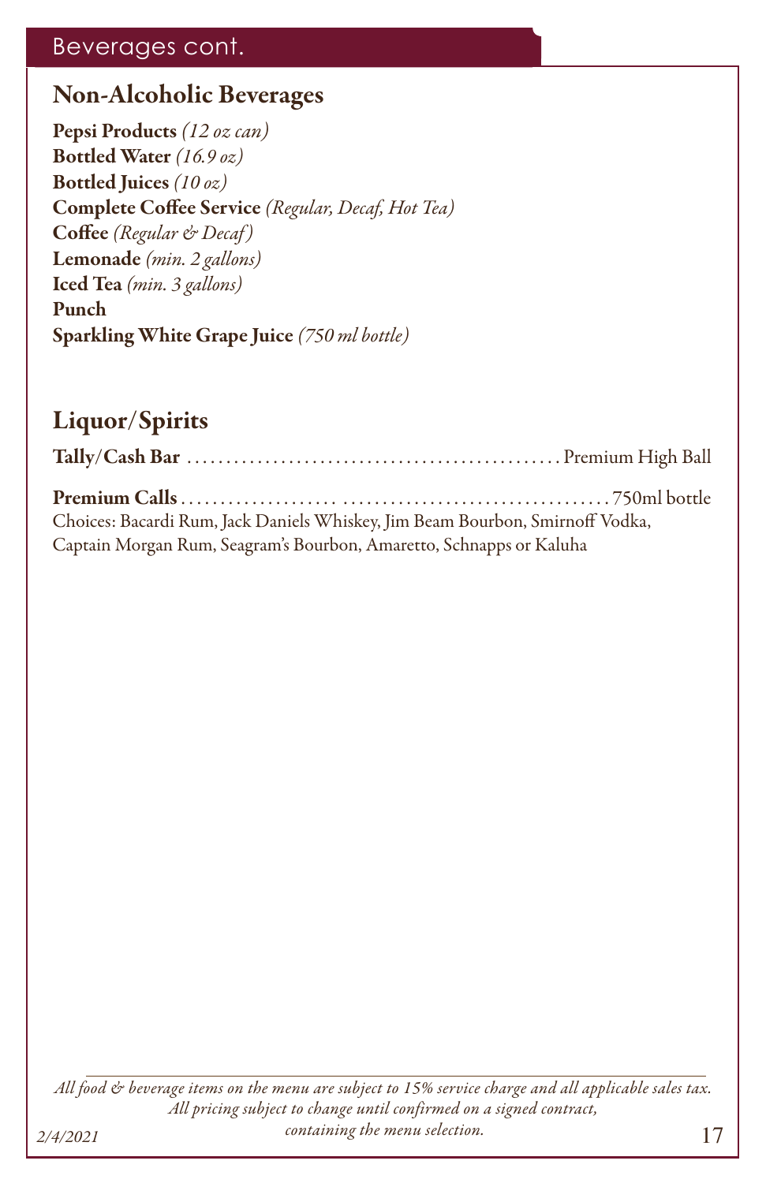## Beverages cont.

### Non-Alcoholic Beverages

**Pepsi Products** *(12 oz can)*
**Bottled Water** *(16.9 oz)*
**Bottled Juices** *(10 oz)*
**Complete Coffee Service** *(Regular, Decaf, Hot Tea)*
**Coffee** *(Regular & Decaf)*
**Lemonade** *(min. 2 gallons)*
**Iced Tea** *(min. 3 gallons)*
**Punch**
**Sparkling White Grape Juice** *(750 ml bottle)*

### Liquor/Spirits

**Tally/Cash Bar** ........................................ Premium High Ball

**Premium Calls** ........................................ 750ml bottle
Choices: Bacardi Rum, Jack Daniels Whiskey, Jim Beam Bourbon, Smirnoff Vodka, Captain Morgan Rum, Seagram's Bourbon, Amaretto, Schnapps or Kaluha

*All food & beverage items on the menu are subject to 15% service charge and all applicable sales tax. All pricing subject to change until confirmed on a signed contract, containing the menu selection.*

*2/4/2021*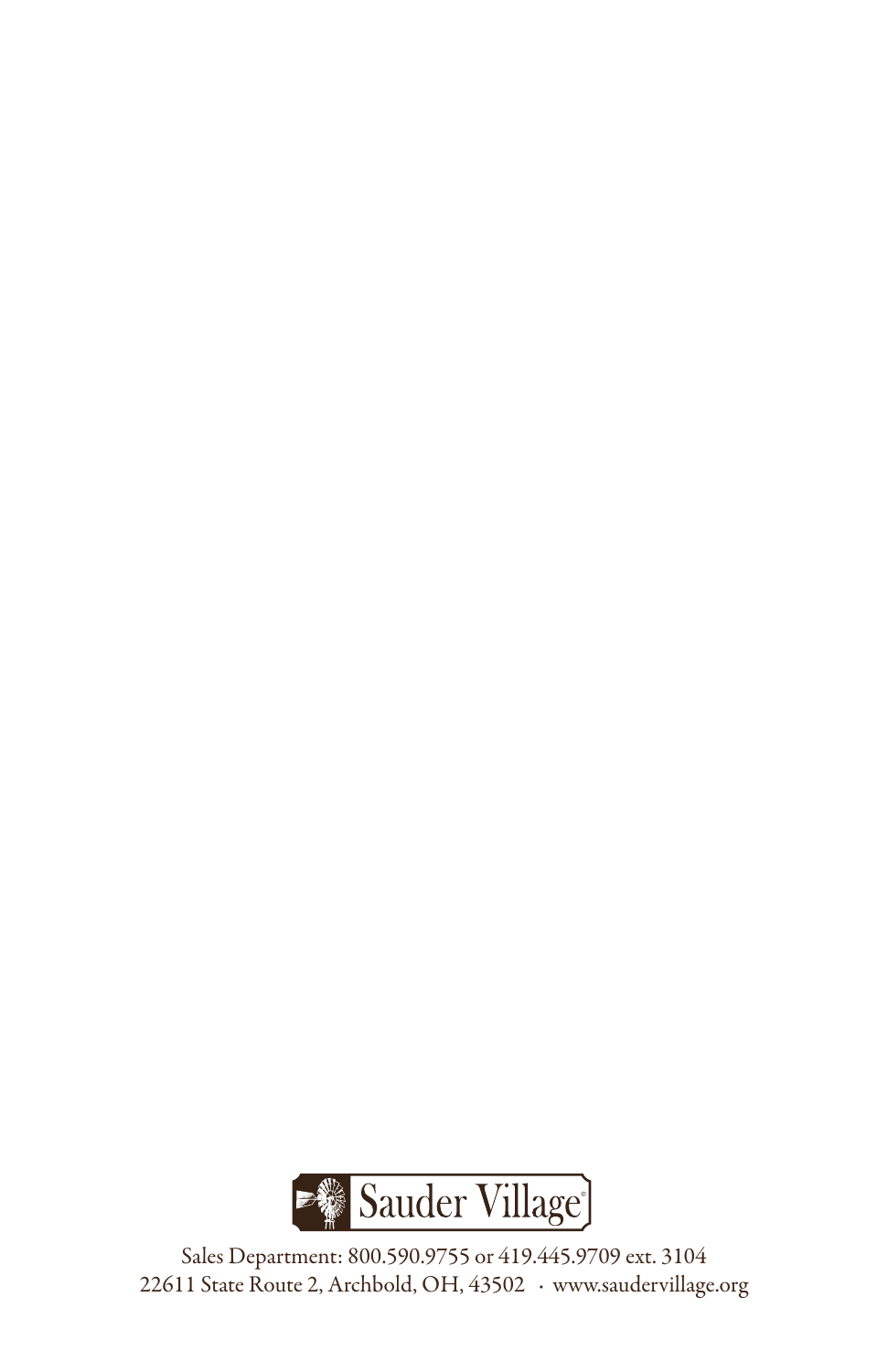Sauder Village

Sales Department: 800.590.9755 or 419.445.9709 ext. 3104
22611 State Route 2, Archbold, OH, 43502 · www.saudervillage.org